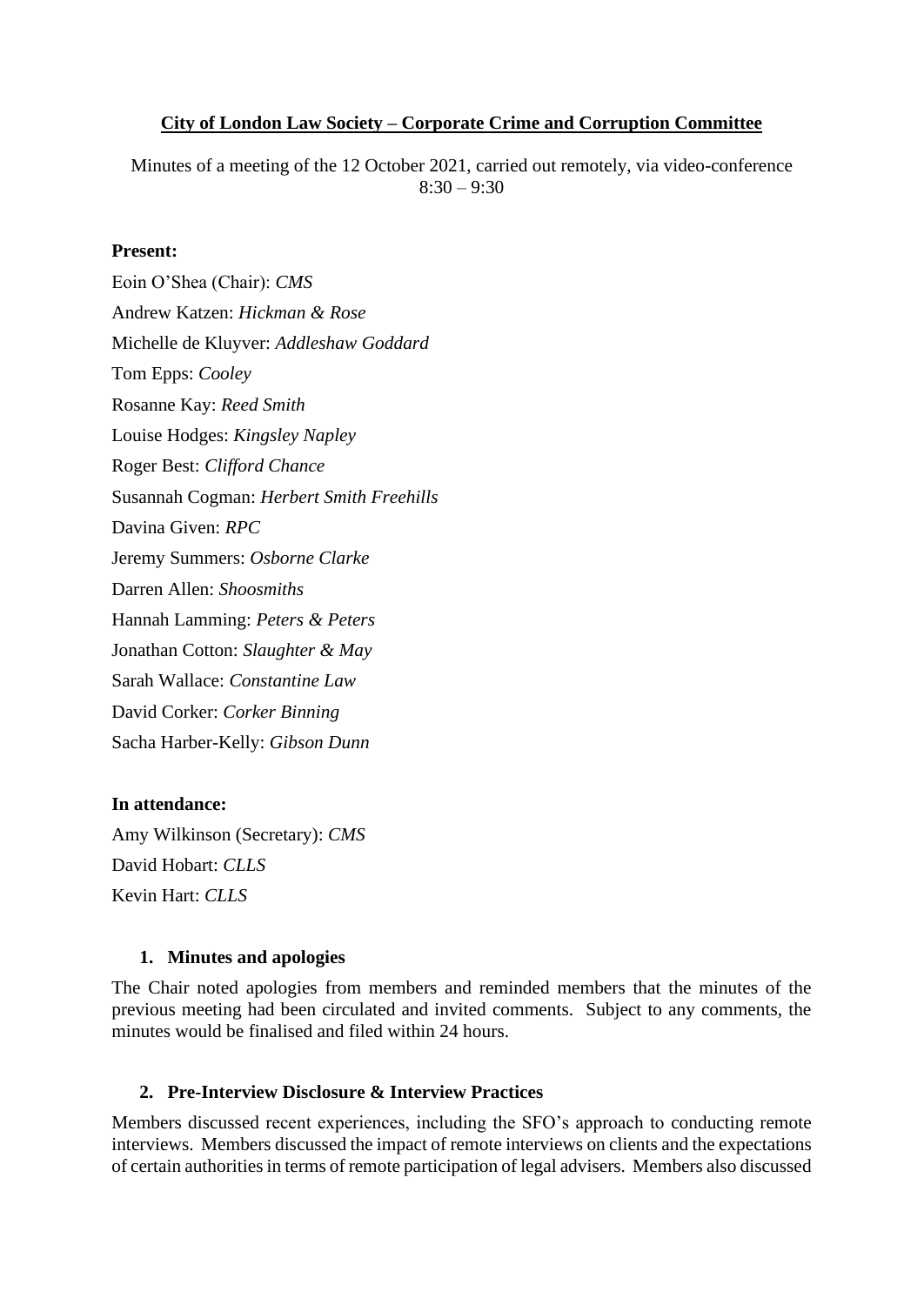**City of London Law Society – Corporate Crime and Corruption Committee**

Minutes of a meeting of the 12 October 2021, carried out remotely, via video-conference
8:30 – 9:30

**Present:**

Eoin O'Shea (Chair): *CMS*
Andrew Katzen: *Hickman & Rose*
Michelle de Kluyver: *Addleshaw Goddard*
Tom Epps: *Cooley*
Rosanne Kay: *Reed Smith*
Louise Hodges: *Kingsley Napley*
Roger Best: *Clifford Chance*
Susannah Cogman: *Herbert Smith Freehills*
Davina Given: *RPC*
Jeremy Summers: *Osborne Clarke*
Darren Allen: *Shoosmiths*
Hannah Lamming: *Peters & Peters*
Jonathan Cotton: *Slaughter & May*
Sarah Wallace: *Constantine Law*
David Corker: *Corker Binning*
Sacha Harber-Kelly: *Gibson Dunn*

**In attendance:**

Amy Wilkinson (Secretary): *CMS*
David Hobart: *CLLS*
Kevin Hart: *CLLS*

1. **Minutes and apologies**

The Chair noted apologies from members and reminded members that the minutes of the previous meeting had been circulated and invited comments. Subject to any comments, the minutes would be finalised and filed within 24 hours.

2. **Pre-Interview Disclosure & Interview Practices**

Members discussed recent experiences, including the SFO's approach to conducting remote interviews. Members discussed the impact of remote interviews on clients and the expectations of certain authorities in terms of remote participation of legal advisers. Members also discussed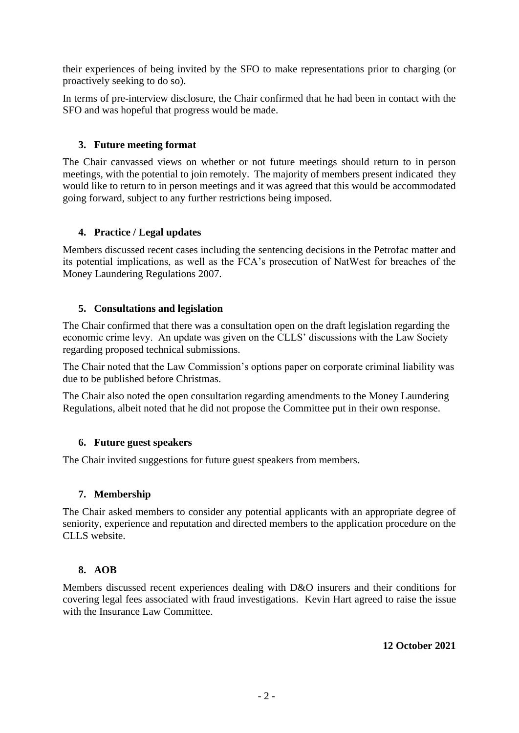their experiences of being invited by the SFO to make representations prior to charging (or proactively seeking to do so).

In terms of pre-interview disclosure, the Chair confirmed that he had been in contact with the SFO and was hopeful that progress would be made.

## 3. Future meeting format

The Chair canvassed views on whether or not future meetings should return to in person meetings, with the potential to join remotely. The majority of members present indicated they would like to return to in person meetings and it was agreed that this would be accommodated going forward, subject to any further restrictions being imposed.

## 4. Practice / Legal updates

Members discussed recent cases including the sentencing decisions in the Petrofac matter and its potential implications, as well as the FCA's prosecution of NatWest for breaches of the Money Laundering Regulations 2007.

## 5. Consultations and legislation

The Chair confirmed that there was a consultation open on the draft legislation regarding the economic crime levy. An update was given on the CLLS' discussions with the Law Society regarding proposed technical submissions.

The Chair noted that the Law Commission's options paper on corporate criminal liability was due to be published before Christmas.

The Chair also noted the open consultation regarding amendments to the Money Laundering Regulations, albeit noted that he did not propose the Committee put in their own response.

## 6. Future guest speakers

The Chair invited suggestions for future guest speakers from members.

## 7. Membership

The Chair asked members to consider any potential applicants with an appropriate degree of seniority, experience and reputation and directed members to the application procedure on the CLLS website.

## 8. AOB

Members discussed recent experiences dealing with D&O insurers and their conditions for covering legal fees associated with fraud investigations. Kevin Hart agreed to raise the issue with the Insurance Law Committee.

**12 October 2021**